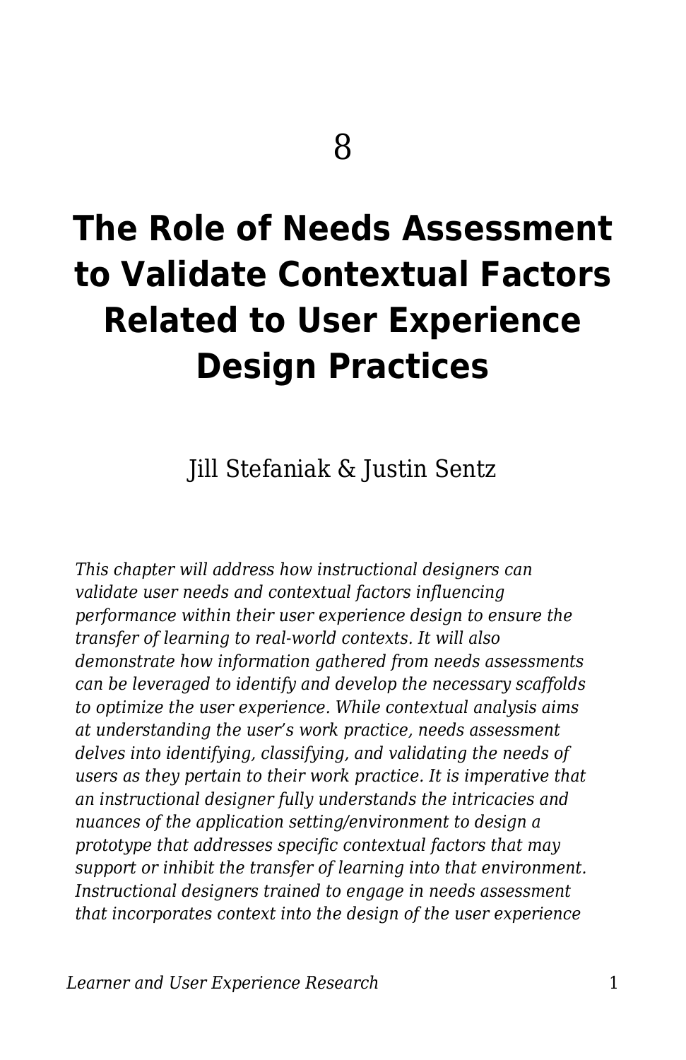8

# The Role of Needs Assessment to Validate Contextual Factors Related to User Experience Design Practices

Jill Stefaniak & Justin Sentz

*This chapter will address how instructional designers can validate user needs and contextual factors influencing performance within their user experience design to ensure the transfer of learning to real-world contexts. It will also demonstrate how information gathered from needs assessments can be leveraged to identify and develop the necessary scaffolds to optimize the user experience. While contextual analysis aims at understanding the user's work practice, needs assessment delves into identifying, classifying, and validating the needs of users as they pertain to their work practice. It is imperative that an instructional designer fully understands the intricacies and nuances of the application setting/environment to design a prototype that addresses specific contextual factors that may support or inhibit the transfer of learning into that environment. Instructional designers trained to engage in needs assessment that incorporates context into the design of the user experience*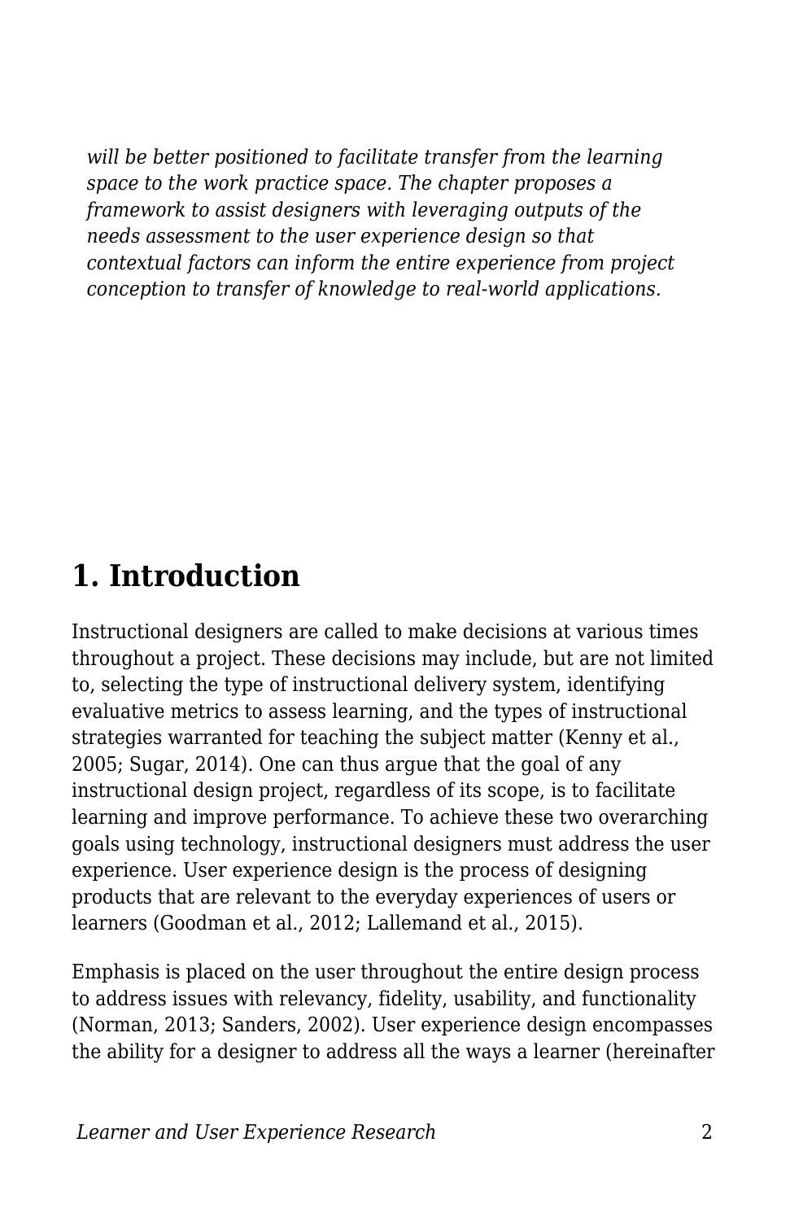*will be better positioned to facilitate transfer from the learning space to the work practice space. The chapter proposes a framework to assist designers with leveraging outputs of the needs assessment to the user experience design so that contextual factors can inform the entire experience from project conception to transfer of knowledge to real-world applications.*

## 1. Introduction

Instructional designers are called to make decisions at various times throughout a project. These decisions may include, but are not limited to, selecting the type of instructional delivery system, identifying evaluative metrics to assess learning, and the types of instructional strategies warranted for teaching the subject matter (Kenny et al., 2005; Sugar, 2014). One can thus argue that the goal of any instructional design project, regardless of its scope, is to facilitate learning and improve performance. To achieve these two overarching goals using technology, instructional designers must address the user experience. User experience design is the process of designing products that are relevant to the everyday experiences of users or learners (Goodman et al., 2012; Lallemand et al., 2015).

Emphasis is placed on the user throughout the entire design process to address issues with relevancy, fidelity, usability, and functionality (Norman, 2013; Sanders, 2002). User experience design encompasses the ability for a designer to address all the ways a learner (hereinafter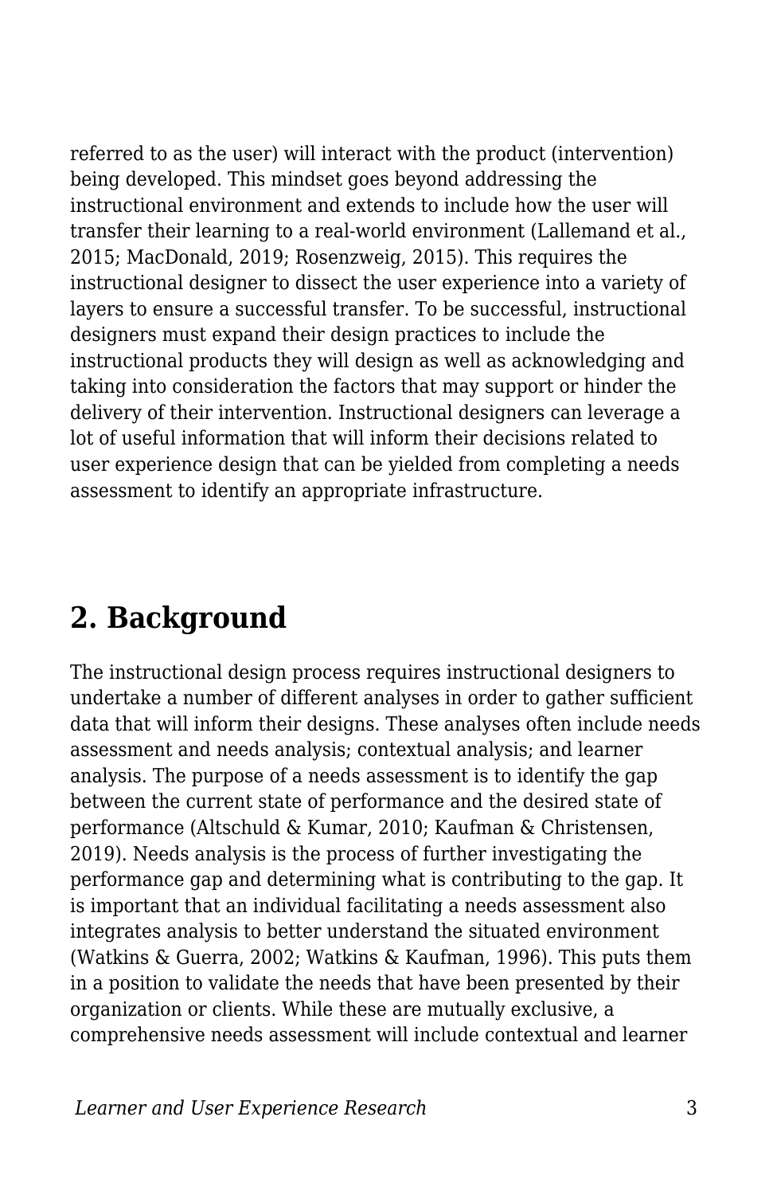referred to as the user) will interact with the product (intervention) being developed. This mindset goes beyond addressing the instructional environment and extends to include how the user will transfer their learning to a real-world environment (Lallemand et al., 2015; MacDonald, 2019; Rosenzweig, 2015). This requires the instructional designer to dissect the user experience into a variety of layers to ensure a successful transfer. To be successful, instructional designers must expand their design practices to include the instructional products they will design as well as acknowledging and taking into consideration the factors that may support or hinder the delivery of their intervention. Instructional designers can leverage a lot of useful information that will inform their decisions related to user experience design that can be yielded from completing a needs assessment to identify an appropriate infrastructure.

## 2. Background

The instructional design process requires instructional designers to undertake a number of different analyses in order to gather sufficient data that will inform their designs. These analyses often include needs assessment and needs analysis; contextual analysis; and learner analysis. The purpose of a needs assessment is to identify the gap between the current state of performance and the desired state of performance (Altschuld & Kumar, 2010; Kaufman & Christensen, 2019). Needs analysis is the process of further investigating the performance gap and determining what is contributing to the gap. It is important that an individual facilitating a needs assessment also integrates analysis to better understand the situated environment (Watkins & Guerra, 2002; Watkins & Kaufman, 1996). This puts them in a position to validate the needs that have been presented by their organization or clients. While these are mutually exclusive, a comprehensive needs assessment will include contextual and learner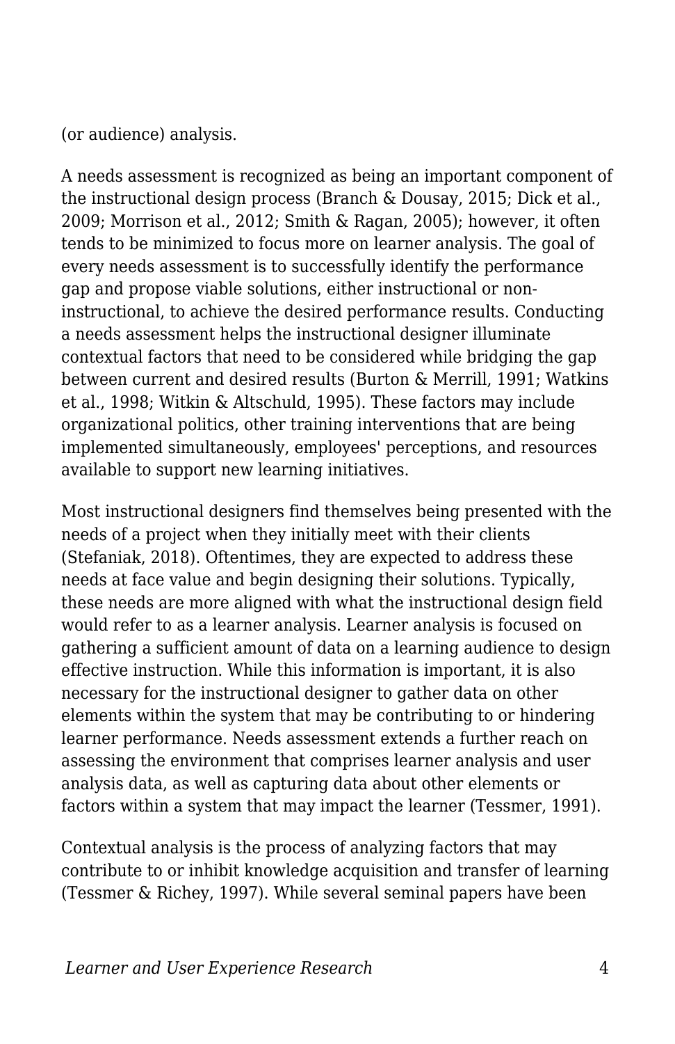(or audience) analysis.

A needs assessment is recognized as being an important component of the instructional design process (Branch & Dousay, 2015; Dick et al., 2009; Morrison et al., 2012; Smith & Ragan, 2005); however, it often tends to be minimized to focus more on learner analysis. The goal of every needs assessment is to successfully identify the performance gap and propose viable solutions, either instructional or non-instructional, to achieve the desired performance results. Conducting a needs assessment helps the instructional designer illuminate contextual factors that need to be considered while bridging the gap between current and desired results (Burton & Merrill, 1991; Watkins et al., 1998; Witkin & Altschuld, 1995). These factors may include organizational politics, other training interventions that are being implemented simultaneously, employees' perceptions, and resources available to support new learning initiatives.

Most instructional designers find themselves being presented with the needs of a project when they initially meet with their clients (Stefaniak, 2018). Oftentimes, they are expected to address these needs at face value and begin designing their solutions. Typically, these needs are more aligned with what the instructional design field would refer to as a learner analysis. Learner analysis is focused on gathering a sufficient amount of data on a learning audience to design effective instruction. While this information is important, it is also necessary for the instructional designer to gather data on other elements within the system that may be contributing to or hindering learner performance. Needs assessment extends a further reach on assessing the environment that comprises learner analysis and user analysis data, as well as capturing data about other elements or factors within a system that may impact the learner (Tessmer, 1991).

Contextual analysis is the process of analyzing factors that may contribute to or inhibit knowledge acquisition and transfer of learning (Tessmer & Richey, 1997). While several seminal papers have been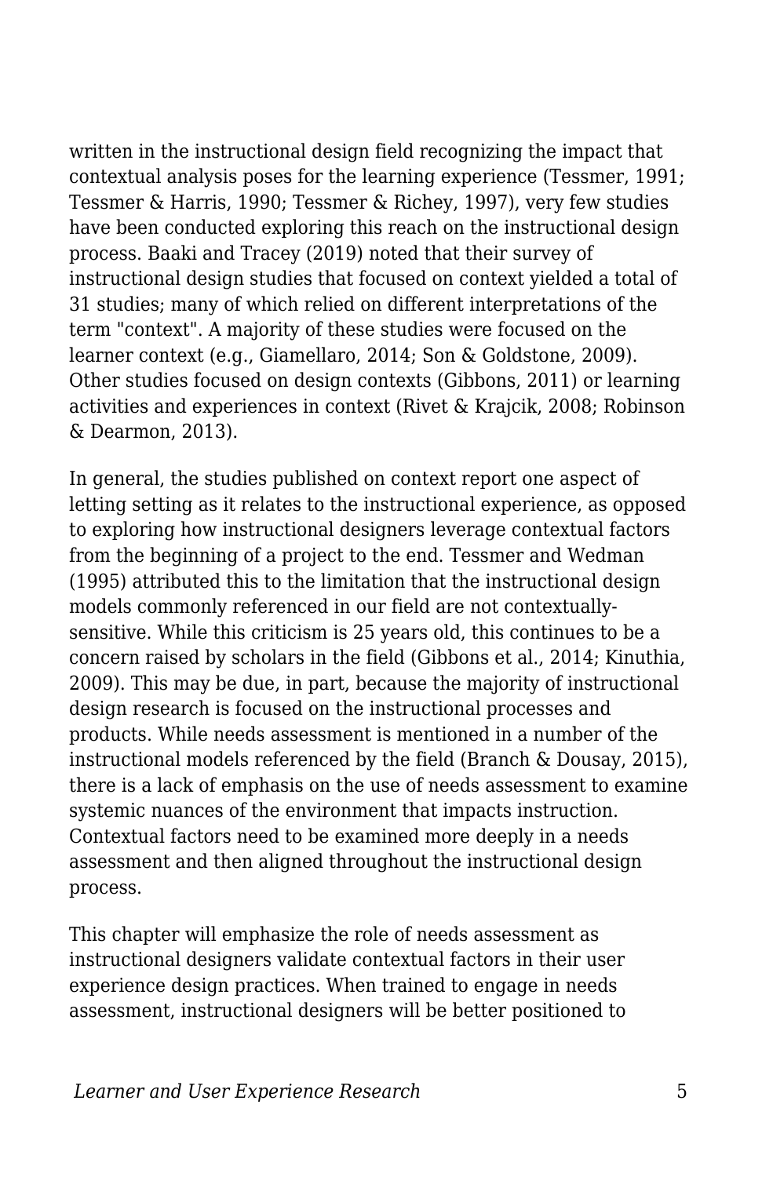written in the instructional design field recognizing the impact that contextual analysis poses for the learning experience (Tessmer, 1991; Tessmer & Harris, 1990; Tessmer & Richey, 1997), very few studies have been conducted exploring this reach on the instructional design process. Baaki and Tracey (2019) noted that their survey of instructional design studies that focused on context yielded a total of 31 studies; many of which relied on different interpretations of the term "context". A majority of these studies were focused on the learner context (e.g., Giamellaro, 2014; Son & Goldstone, 2009). Other studies focused on design contexts (Gibbons, 2011) or learning activities and experiences in context (Rivet & Krajcik, 2008; Robinson & Dearmon, 2013).

In general, the studies published on context report one aspect of letting setting as it relates to the instructional experience, as opposed to exploring how instructional designers leverage contextual factors from the beginning of a project to the end. Tessmer and Wedman (1995) attributed this to the limitation that the instructional design models commonly referenced in our field are not contextually-sensitive. While this criticism is 25 years old, this continues to be a concern raised by scholars in the field (Gibbons et al., 2014; Kinuthia, 2009). This may be due, in part, because the majority of instructional design research is focused on the instructional processes and products. While needs assessment is mentioned in a number of the instructional models referenced by the field (Branch & Dousay, 2015), there is a lack of emphasis on the use of needs assessment to examine systemic nuances of the environment that impacts instruction. Contextual factors need to be examined more deeply in a needs assessment and then aligned throughout the instructional design process.

This chapter will emphasize the role of needs assessment as instructional designers validate contextual factors in their user experience design practices. When trained to engage in needs assessment, instructional designers will be better positioned to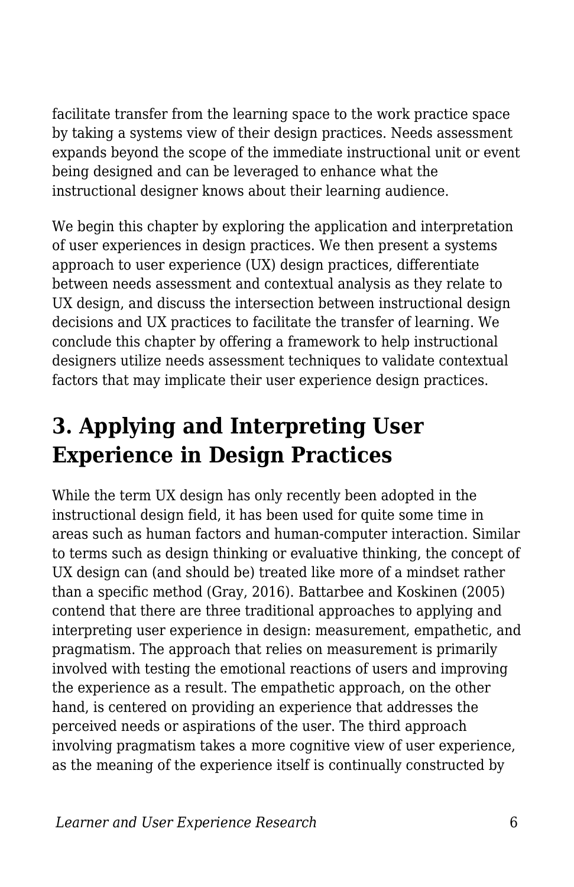facilitate transfer from the learning space to the work practice space by taking a systems view of their design practices. Needs assessment expands beyond the scope of the immediate instructional unit or event being designed and can be leveraged to enhance what the instructional designer knows about their learning audience.

We begin this chapter by exploring the application and interpretation of user experiences in design practices. We then present a systems approach to user experience (UX) design practices, differentiate between needs assessment and contextual analysis as they relate to UX design, and discuss the intersection between instructional design decisions and UX practices to facilitate the transfer of learning. We conclude this chapter by offering a framework to help instructional designers utilize needs assessment techniques to validate contextual factors that may implicate their user experience design practices.

## 3. Applying and Interpreting User Experience in Design Practices

While the term UX design has only recently been adopted in the instructional design field, it has been used for quite some time in areas such as human factors and human-computer interaction. Similar to terms such as design thinking or evaluative thinking, the concept of UX design can (and should be) treated like more of a mindset rather than a specific method (Gray, 2016). Battarbee and Koskinen (2005) contend that there are three traditional approaches to applying and interpreting user experience in design: measurement, empathetic, and pragmatism. The approach that relies on measurement is primarily involved with testing the emotional reactions of users and improving the experience as a result. The empathetic approach, on the other hand, is centered on providing an experience that addresses the perceived needs or aspirations of the user. The third approach involving pragmatism takes a more cognitive view of user experience, as the meaning of the experience itself is continually constructed by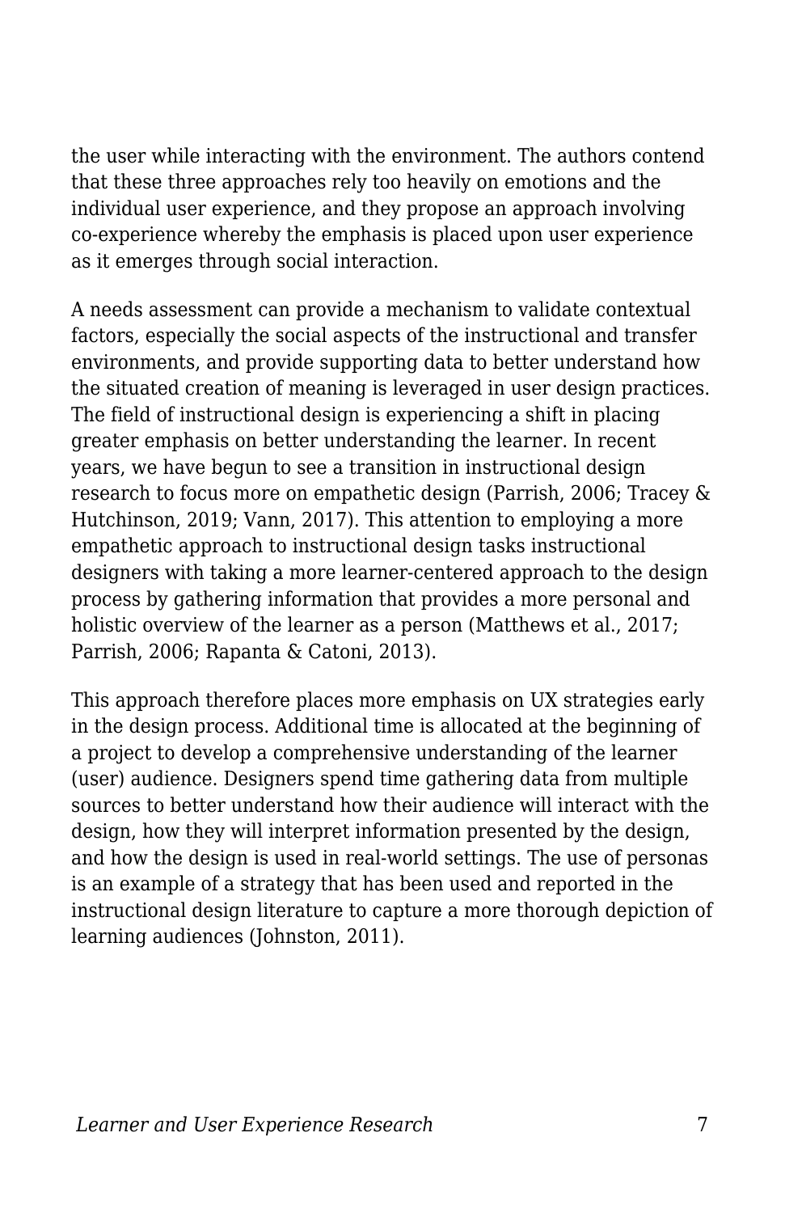the user while interacting with the environment. The authors contend that these three approaches rely too heavily on emotions and the individual user experience, and they propose an approach involving co-experience whereby the emphasis is placed upon user experience as it emerges through social interaction.

A needs assessment can provide a mechanism to validate contextual factors, especially the social aspects of the instructional and transfer environments, and provide supporting data to better understand how the situated creation of meaning is leveraged in user design practices. The field of instructional design is experiencing a shift in placing greater emphasis on better understanding the learner. In recent years, we have begun to see a transition in instructional design research to focus more on empathetic design (Parrish, 2006; Tracey & Hutchinson, 2019; Vann, 2017). This attention to employing a more empathetic approach to instructional design tasks instructional designers with taking a more learner-centered approach to the design process by gathering information that provides a more personal and holistic overview of the learner as a person (Matthews et al., 2017; Parrish, 2006; Rapanta & Catoni, 2013).

This approach therefore places more emphasis on UX strategies early in the design process. Additional time is allocated at the beginning of a project to develop a comprehensive understanding of the learner (user) audience. Designers spend time gathering data from multiple sources to better understand how their audience will interact with the design, how they will interpret information presented by the design, and how the design is used in real-world settings. The use of personas is an example of a strategy that has been used and reported in the instructional design literature to capture a more thorough depiction of learning audiences (Johnston, 2011).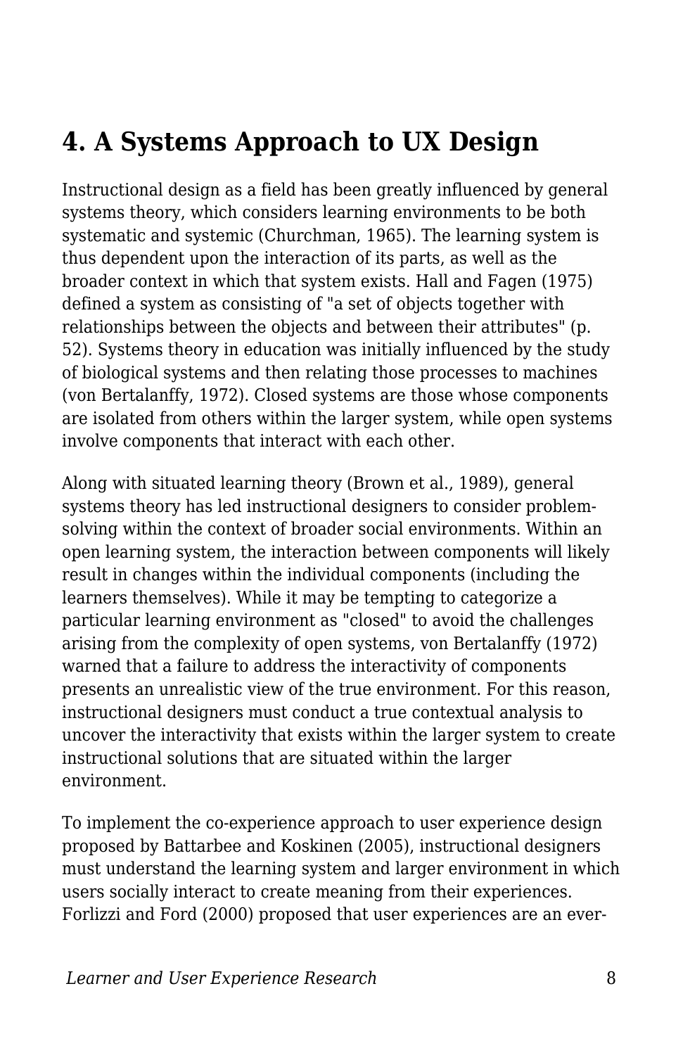## 4. A Systems Approach to UX Design

Instructional design as a field has been greatly influenced by general systems theory, which considers learning environments to be both systematic and systemic (Churchman, 1965). The learning system is thus dependent upon the interaction of its parts, as well as the broader context in which that system exists. Hall and Fagen (1975) defined a system as consisting of "a set of objects together with relationships between the objects and between their attributes" (p. 52). Systems theory in education was initially influenced by the study of biological systems and then relating those processes to machines (von Bertalanffy, 1972). Closed systems are those whose components are isolated from others within the larger system, while open systems involve components that interact with each other.

Along with situated learning theory (Brown et al., 1989), general systems theory has led instructional designers to consider problem-solving within the context of broader social environments. Within an open learning system, the interaction between components will likely result in changes within the individual components (including the learners themselves). While it may be tempting to categorize a particular learning environment as "closed" to avoid the challenges arising from the complexity of open systems, von Bertalanffy (1972) warned that a failure to address the interactivity of components presents an unrealistic view of the true environment. For this reason, instructional designers must conduct a true contextual analysis to uncover the interactivity that exists within the larger system to create instructional solutions that are situated within the larger environment.

To implement the co-experience approach to user experience design proposed by Battarbee and Koskinen (2005), instructional designers must understand the learning system and larger environment in which users socially interact to create meaning from their experiences. Forlizzi and Ford (2000) proposed that user experiences are an ever-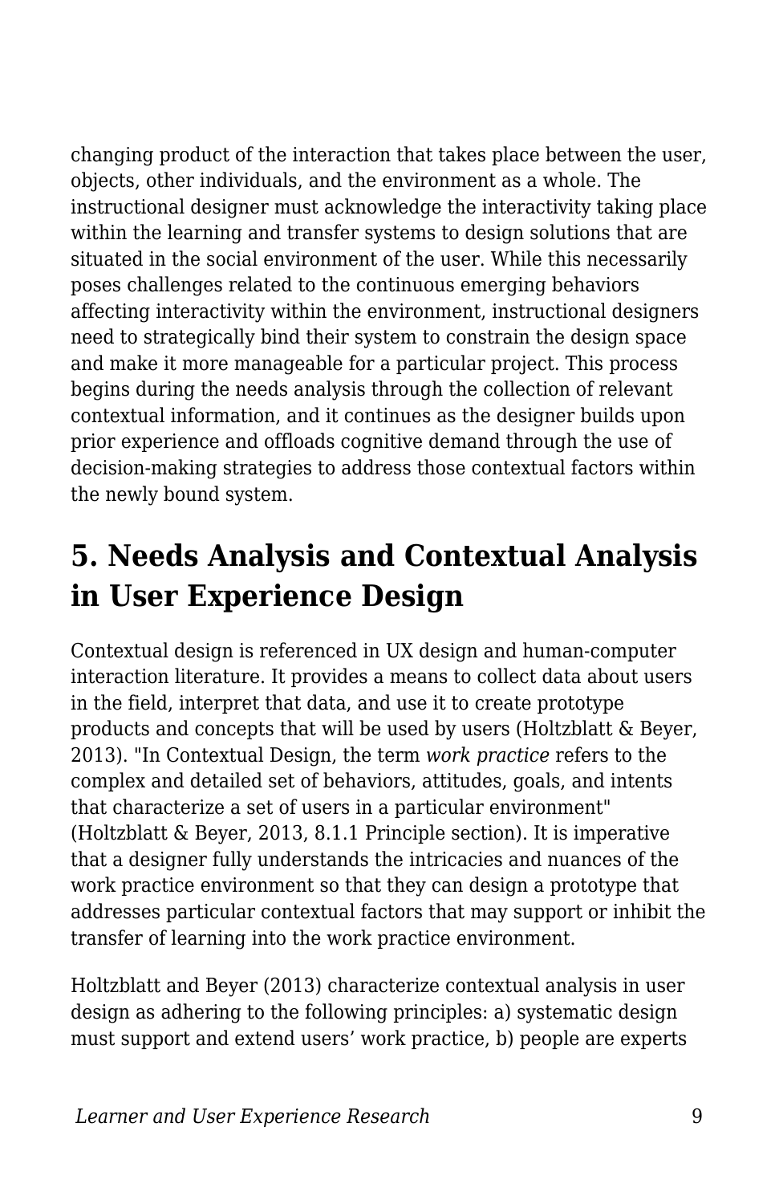changing product of the interaction that takes place between the user, objects, other individuals, and the environment as a whole. The instructional designer must acknowledge the interactivity taking place within the learning and transfer systems to design solutions that are situated in the social environment of the user. While this necessarily poses challenges related to the continuous emerging behaviors affecting interactivity within the environment, instructional designers need to strategically bind their system to constrain the design space and make it more manageable for a particular project. This process begins during the needs analysis through the collection of relevant contextual information, and it continues as the designer builds upon prior experience and offloads cognitive demand through the use of decision-making strategies to address those contextual factors within the newly bound system.

## 5. Needs Analysis and Contextual Analysis in User Experience Design

Contextual design is referenced in UX design and human-computer interaction literature. It provides a means to collect data about users in the field, interpret that data, and use it to create prototype products and concepts that will be used by users (Holtzblatt & Beyer, 2013). "In Contextual Design, the term *work practice* refers to the complex and detailed set of behaviors, attitudes, goals, and intents that characterize a set of users in a particular environment" (Holtzblatt & Beyer, 2013, 8.1.1 Principle section). It is imperative that a designer fully understands the intricacies and nuances of the work practice environment so that they can design a prototype that addresses particular contextual factors that may support or inhibit the transfer of learning into the work practice environment.

Holtzblatt and Beyer (2013) characterize contextual analysis in user design as adhering to the following principles: a) systematic design must support and extend users' work practice, b) people are experts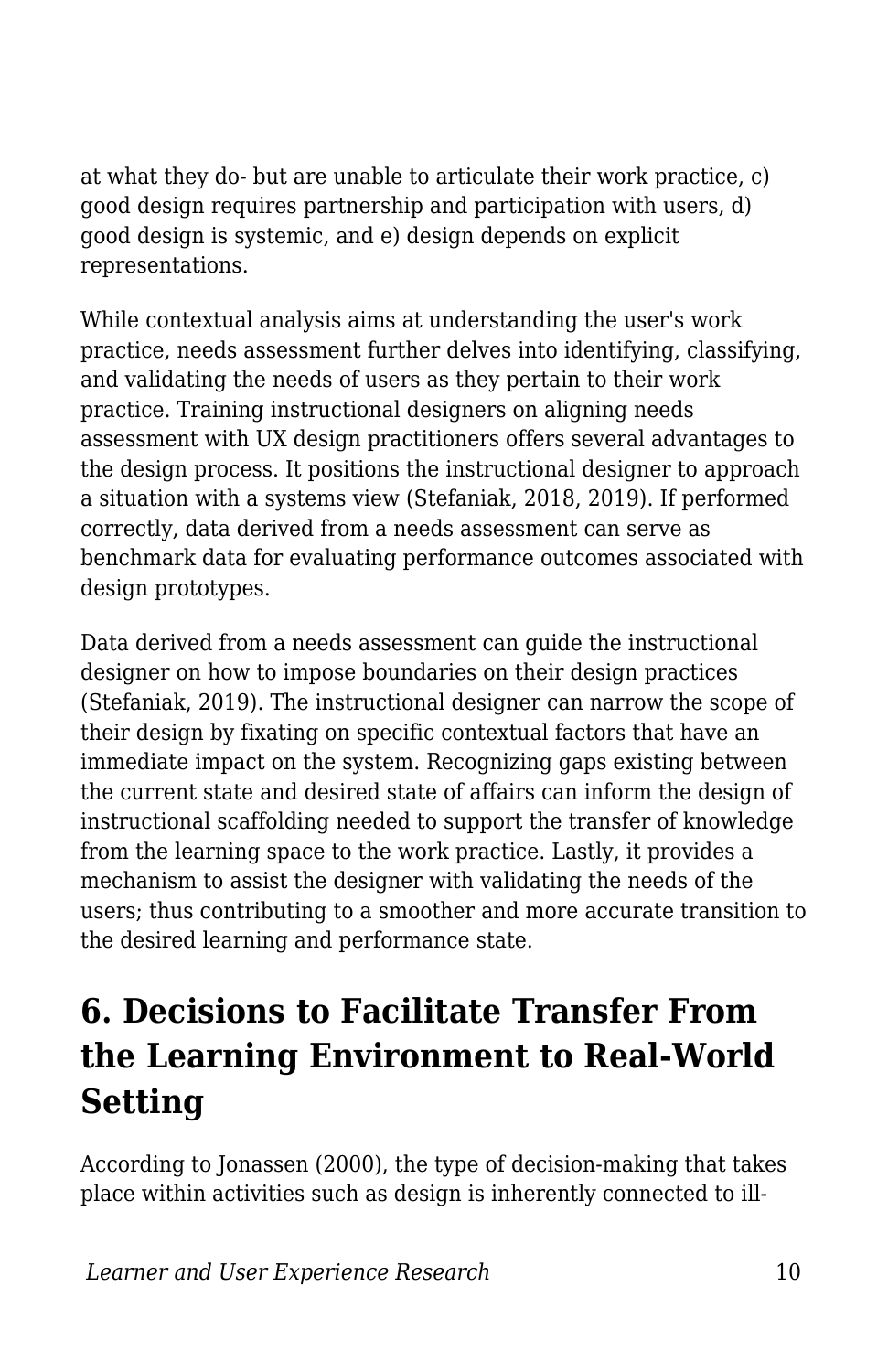at what they do- but are unable to articulate their work practice, c) good design requires partnership and participation with users, d) good design is systemic, and e) design depends on explicit representations.

While contextual analysis aims at understanding the user's work practice, needs assessment further delves into identifying, classifying, and validating the needs of users as they pertain to their work practice. Training instructional designers on aligning needs assessment with UX design practitioners offers several advantages to the design process. It positions the instructional designer to approach a situation with a systems view (Stefaniak, 2018, 2019). If performed correctly, data derived from a needs assessment can serve as benchmark data for evaluating performance outcomes associated with design prototypes.

Data derived from a needs assessment can guide the instructional designer on how to impose boundaries on their design practices (Stefaniak, 2019). The instructional designer can narrow the scope of their design by fixating on specific contextual factors that have an immediate impact on the system. Recognizing gaps existing between the current state and desired state of affairs can inform the design of instructional scaffolding needed to support the transfer of knowledge from the learning space to the work practice. Lastly, it provides a mechanism to assist the designer with validating the needs of the users; thus contributing to a smoother and more accurate transition to the desired learning and performance state.

## 6. Decisions to Facilitate Transfer From the Learning Environment to Real-World Setting

According to Jonassen (2000), the type of decision-making that takes place within activities such as design is inherently connected to ill-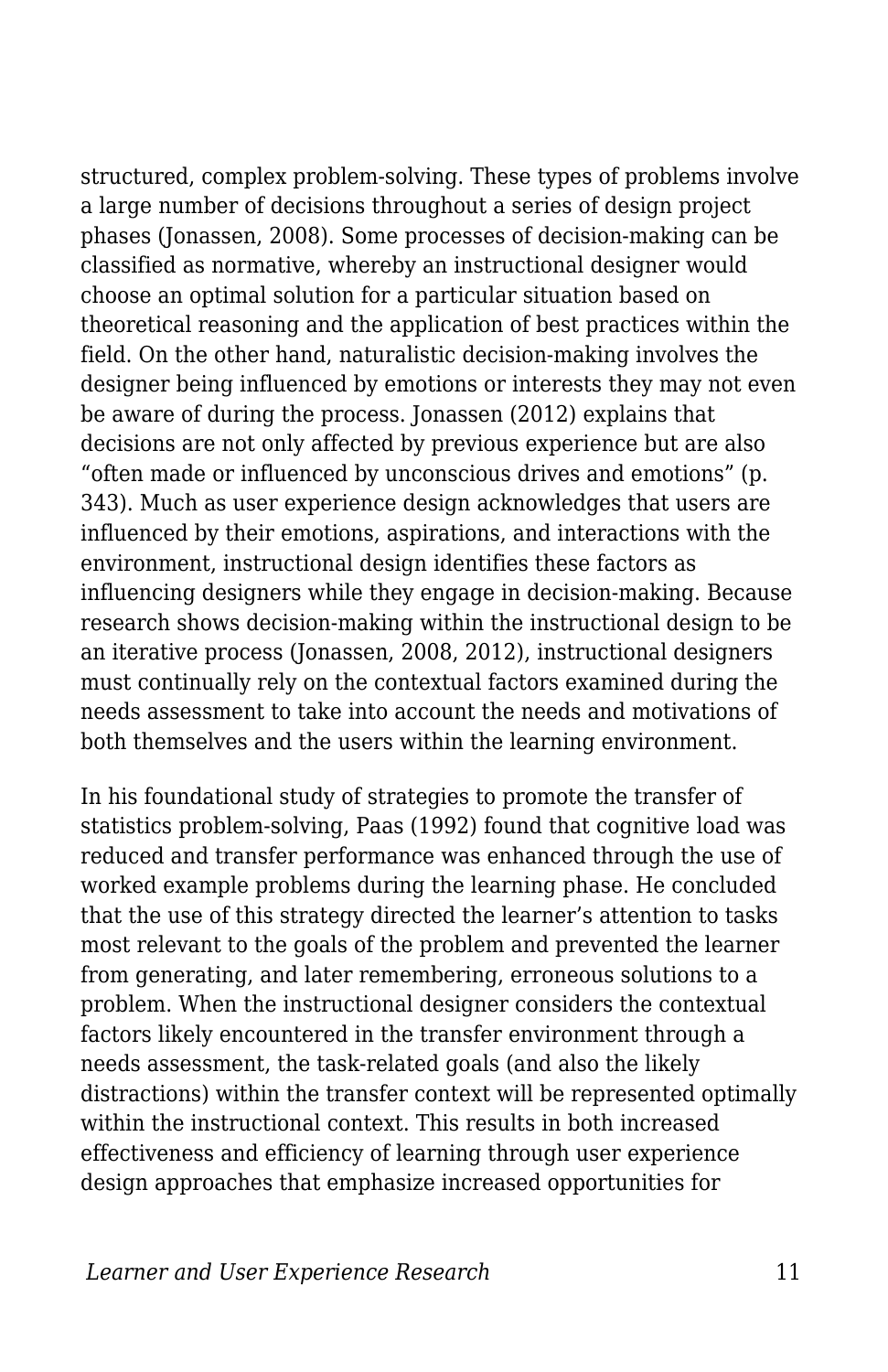structured, complex problem-solving. These types of problems involve a large number of decisions throughout a series of design project phases (Jonassen, 2008). Some processes of decision-making can be classified as normative, whereby an instructional designer would choose an optimal solution for a particular situation based on theoretical reasoning and the application of best practices within the field. On the other hand, naturalistic decision-making involves the designer being influenced by emotions or interests they may not even be aware of during the process. Jonassen (2012) explains that decisions are not only affected by previous experience but are also "often made or influenced by unconscious drives and emotions" (p. 343). Much as user experience design acknowledges that users are influenced by their emotions, aspirations, and interactions with the environment, instructional design identifies these factors as influencing designers while they engage in decision-making. Because research shows decision-making within the instructional design to be an iterative process (Jonassen, 2008, 2012), instructional designers must continually rely on the contextual factors examined during the needs assessment to take into account the needs and motivations of both themselves and the users within the learning environment.

In his foundational study of strategies to promote the transfer of statistics problem-solving, Paas (1992) found that cognitive load was reduced and transfer performance was enhanced through the use of worked example problems during the learning phase. He concluded that the use of this strategy directed the learner's attention to tasks most relevant to the goals of the problem and prevented the learner from generating, and later remembering, erroneous solutions to a problem. When the instructional designer considers the contextual factors likely encountered in the transfer environment through a needs assessment, the task-related goals (and also the likely distractions) within the transfer context will be represented optimally within the instructional context. This results in both increased effectiveness and efficiency of learning through user experience design approaches that emphasize increased opportunities for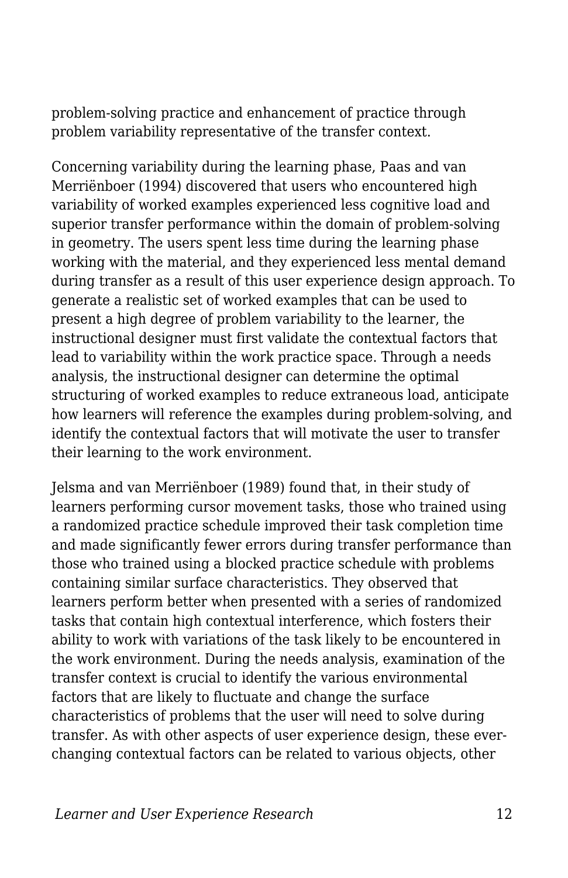problem-solving practice and enhancement of practice through problem variability representative of the transfer context.

Concerning variability during the learning phase, Paas and van Merriënboer (1994) discovered that users who encountered high variability of worked examples experienced less cognitive load and superior transfer performance within the domain of problem-solving in geometry. The users spent less time during the learning phase working with the material, and they experienced less mental demand during transfer as a result of this user experience design approach. To generate a realistic set of worked examples that can be used to present a high degree of problem variability to the learner, the instructional designer must first validate the contextual factors that lead to variability within the work practice space. Through a needs analysis, the instructional designer can determine the optimal structuring of worked examples to reduce extraneous load, anticipate how learners will reference the examples during problem-solving, and identify the contextual factors that will motivate the user to transfer their learning to the work environment.

Jelsma and van Merriënboer (1989) found that, in their study of learners performing cursor movement tasks, those who trained using a randomized practice schedule improved their task completion time and made significantly fewer errors during transfer performance than those who trained using a blocked practice schedule with problems containing similar surface characteristics. They observed that learners perform better when presented with a series of randomized tasks that contain high contextual interference, which fosters their ability to work with variations of the task likely to be encountered in the work environment. During the needs analysis, examination of the transfer context is crucial to identify the various environmental factors that are likely to fluctuate and change the surface characteristics of problems that the user will need to solve during transfer. As with other aspects of user experience design, these ever-changing contextual factors can be related to various objects, other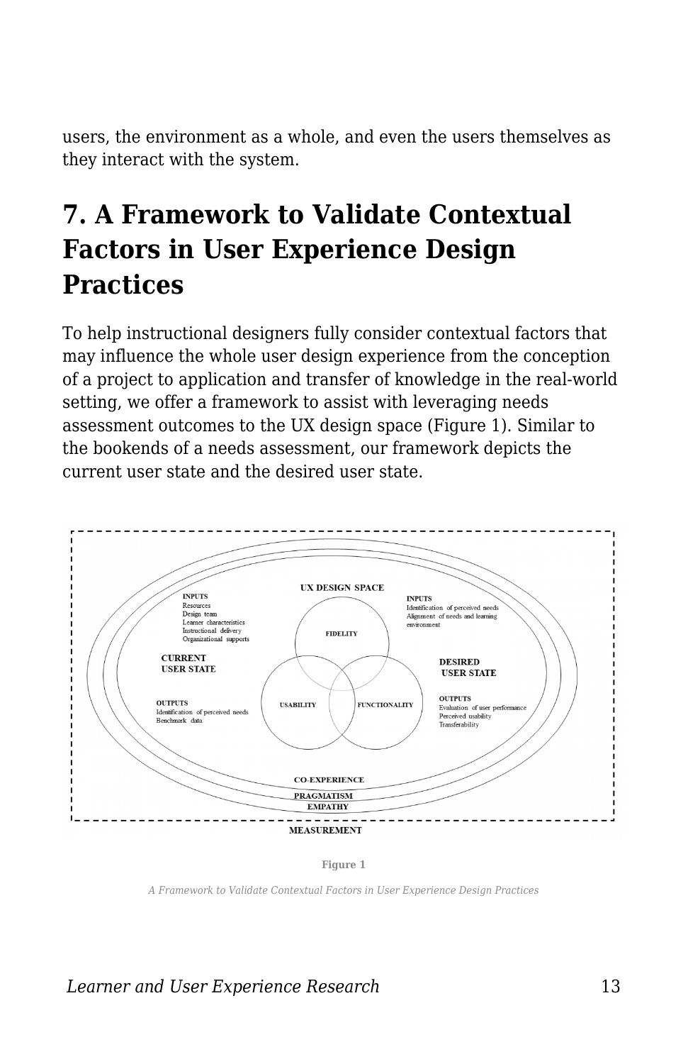users, the environment as a whole, and even the users themselves as they interact with the system.

## 7. A Framework to Validate Contextual Factors in User Experience Design Practices

To help instructional designers fully consider contextual factors that may influence the whole user design experience from the conception of a project to application and transfer of knowledge in the real-world setting, we offer a framework to assist with leveraging needs assessment outcomes to the UX design space (Figure 1). Similar to the bookends of a needs assessment, our framework depicts the current user state and the desired user state.

**Figure 1**

*A Framework to Validate Contextual Factors in User Experience Design Practices*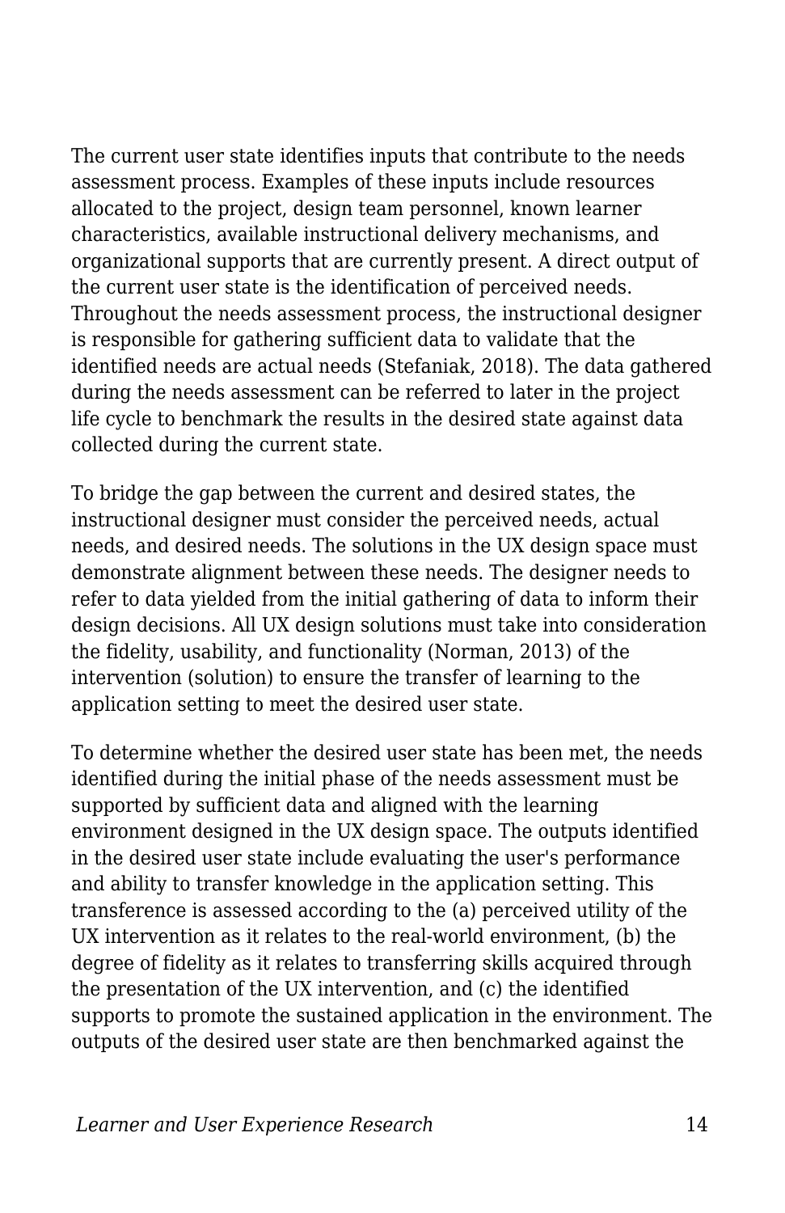The current user state identifies inputs that contribute to the needs assessment process. Examples of these inputs include resources allocated to the project, design team personnel, known learner characteristics, available instructional delivery mechanisms, and organizational supports that are currently present. A direct output of the current user state is the identification of perceived needs. Throughout the needs assessment process, the instructional designer is responsible for gathering sufficient data to validate that the identified needs are actual needs (Stefaniak, 2018). The data gathered during the needs assessment can be referred to later in the project life cycle to benchmark the results in the desired state against data collected during the current state.

To bridge the gap between the current and desired states, the instructional designer must consider the perceived needs, actual needs, and desired needs. The solutions in the UX design space must demonstrate alignment between these needs. The designer needs to refer to data yielded from the initial gathering of data to inform their design decisions. All UX design solutions must take into consideration the fidelity, usability, and functionality (Norman, 2013) of the intervention (solution) to ensure the transfer of learning to the application setting to meet the desired user state.

To determine whether the desired user state has been met, the needs identified during the initial phase of the needs assessment must be supported by sufficient data and aligned with the learning environment designed in the UX design space. The outputs identified in the desired user state include evaluating the user's performance and ability to transfer knowledge in the application setting. This transference is assessed according to the (a) perceived utility of the UX intervention as it relates to the real-world environment, (b) the degree of fidelity as it relates to transferring skills acquired through the presentation of the UX intervention, and (c) the identified supports to promote the sustained application in the environment. The outputs of the desired user state are then benchmarked against the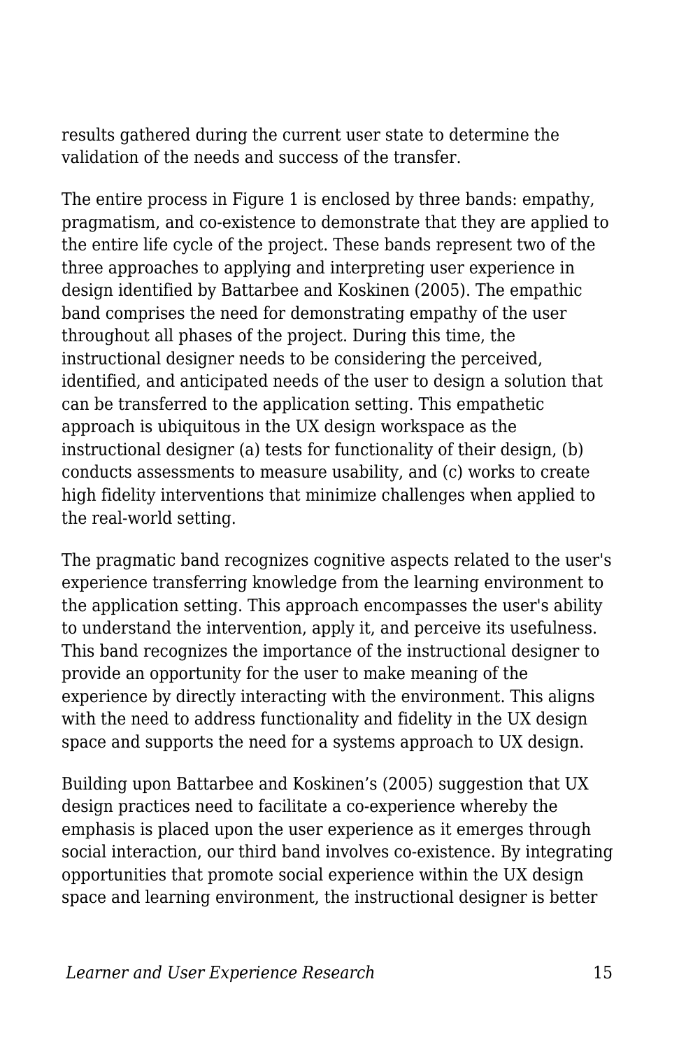results gathered during the current user state to determine the validation of the needs and success of the transfer.

The entire process in Figure 1 is enclosed by three bands: empathy, pragmatism, and co-existence to demonstrate that they are applied to the entire life cycle of the project. These bands represent two of the three approaches to applying and interpreting user experience in design identified by Battarbee and Koskinen (2005). The empathic band comprises the need for demonstrating empathy of the user throughout all phases of the project. During this time, the instructional designer needs to be considering the perceived, identified, and anticipated needs of the user to design a solution that can be transferred to the application setting. This empathetic approach is ubiquitous in the UX design workspace as the instructional designer (a) tests for functionality of their design, (b) conducts assessments to measure usability, and (c) works to create high fidelity interventions that minimize challenges when applied to the real-world setting.

The pragmatic band recognizes cognitive aspects related to the user's experience transferring knowledge from the learning environment to the application setting. This approach encompasses the user's ability to understand the intervention, apply it, and perceive its usefulness. This band recognizes the importance of the instructional designer to provide an opportunity for the user to make meaning of the experience by directly interacting with the environment. This aligns with the need to address functionality and fidelity in the UX design space and supports the need for a systems approach to UX design.

Building upon Battarbee and Koskinen's (2005) suggestion that UX design practices need to facilitate a co-experience whereby the emphasis is placed upon the user experience as it emerges through social interaction, our third band involves co-existence. By integrating opportunities that promote social experience within the UX design space and learning environment, the instructional designer is better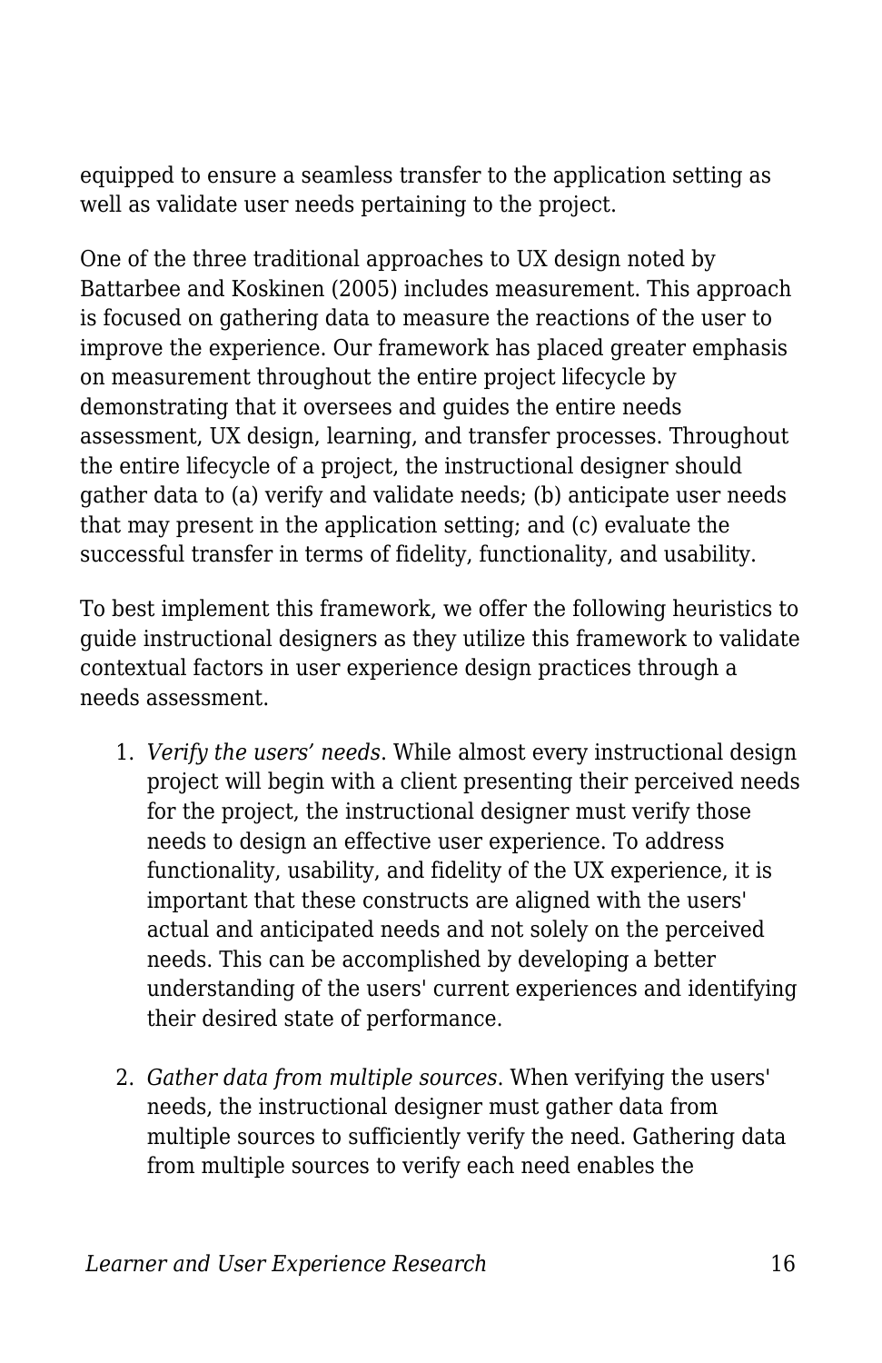equipped to ensure a seamless transfer to the application setting as well as validate user needs pertaining to the project.

One of the three traditional approaches to UX design noted by Battarbee and Koskinen (2005) includes measurement. This approach is focused on gathering data to measure the reactions of the user to improve the experience. Our framework has placed greater emphasis on measurement throughout the entire project lifecycle by demonstrating that it oversees and guides the entire needs assessment, UX design, learning, and transfer processes. Throughout the entire lifecycle of a project, the instructional designer should gather data to (a) verify and validate needs; (b) anticipate user needs that may present in the application setting; and (c) evaluate the successful transfer in terms of fidelity, functionality, and usability.

To best implement this framework, we offer the following heuristics to guide instructional designers as they utilize this framework to validate contextual factors in user experience design practices through a needs assessment.

1. *Verify the users' needs*. While almost every instructional design project will begin with a client presenting their perceived needs for the project, the instructional designer must verify those needs to design an effective user experience. To address functionality, usability, and fidelity of the UX experience, it is important that these constructs are aligned with the users' actual and anticipated needs and not solely on the perceived needs. This can be accomplished by developing a better understanding of the users' current experiences and identifying their desired state of performance.

2. *Gather data from multiple sources*. When verifying the users' needs, the instructional designer must gather data from multiple sources to sufficiently verify the need. Gathering data from multiple sources to verify each need enables the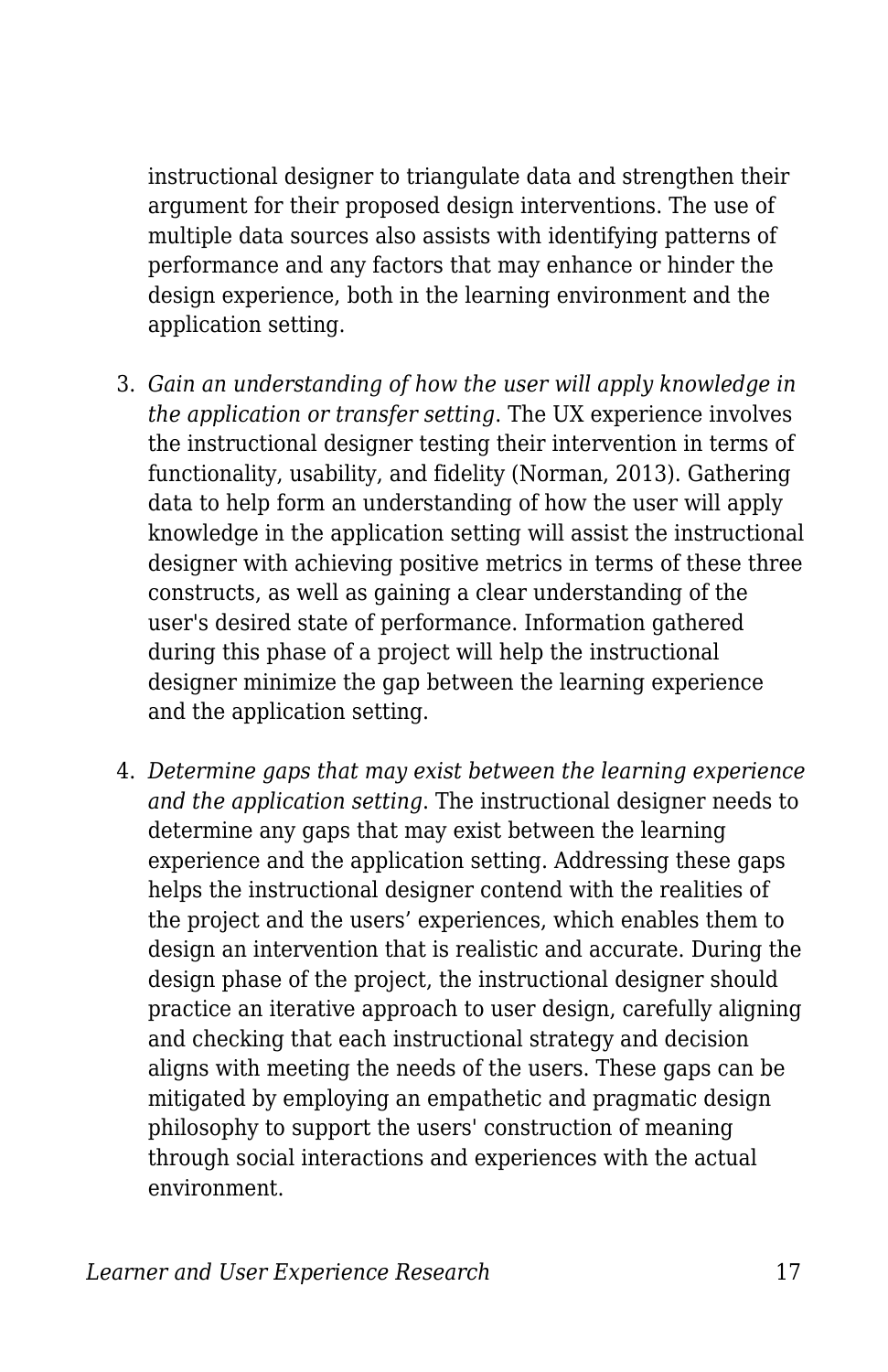instructional designer to triangulate data and strengthen their argument for their proposed design interventions. The use of multiple data sources also assists with identifying patterns of performance and any factors that may enhance or hinder the design experience, both in the learning environment and the application setting.

3. *Gain an understanding of how the user will apply knowledge in the application or transfer setting.* The UX experience involves the instructional designer testing their intervention in terms of functionality, usability, and fidelity (Norman, 2013). Gathering data to help form an understanding of how the user will apply knowledge in the application setting will assist the instructional designer with achieving positive metrics in terms of these three constructs, as well as gaining a clear understanding of the user's desired state of performance. Information gathered during this phase of a project will help the instructional designer minimize the gap between the learning experience and the application setting.

4. *Determine gaps that may exist between the learning experience and the application setting.* The instructional designer needs to determine any gaps that may exist between the learning experience and the application setting. Addressing these gaps helps the instructional designer contend with the realities of the project and the users' experiences, which enables them to design an intervention that is realistic and accurate. During the design phase of the project, the instructional designer should practice an iterative approach to user design, carefully aligning and checking that each instructional strategy and decision aligns with meeting the needs of the users. These gaps can be mitigated by employing an empathetic and pragmatic design philosophy to support the users' construction of meaning through social interactions and experiences with the actual environment.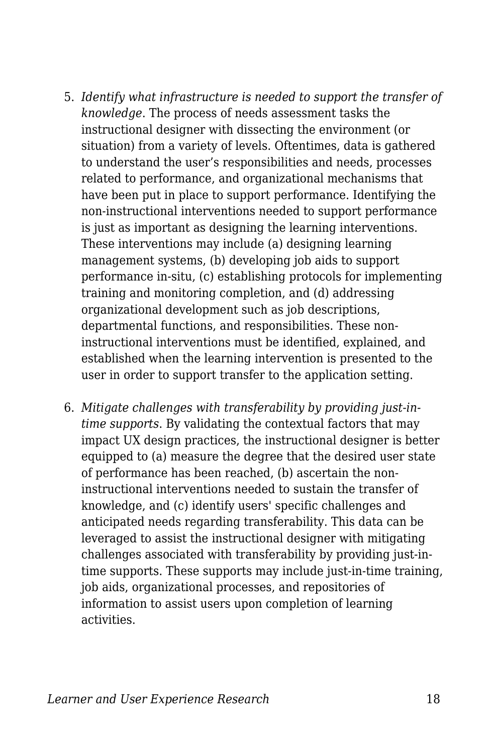5. *Identify what infrastructure is needed to support the transfer of knowledge*. The process of needs assessment tasks the instructional designer with dissecting the environment (or situation) from a variety of levels. Oftentimes, data is gathered to understand the user's responsibilities and needs, processes related to performance, and organizational mechanisms that have been put in place to support performance. Identifying the non-instructional interventions needed to support performance is just as important as designing the learning interventions. These interventions may include (a) designing learning management systems, (b) developing job aids to support performance in-situ, (c) establishing protocols for implementing training and monitoring completion, and (d) addressing organizational development such as job descriptions, departmental functions, and responsibilities. These non-instructional interventions must be identified, explained, and established when the learning intervention is presented to the user in order to support transfer to the application setting.

6. *Mitigate challenges with transferability by providing just-in-time supports*. By validating the contextual factors that may impact UX design practices, the instructional designer is better equipped to (a) measure the degree that the desired user state of performance has been reached, (b) ascertain the non-instructional interventions needed to sustain the transfer of knowledge, and (c) identify users' specific challenges and anticipated needs regarding transferability. This data can be leveraged to assist the instructional designer with mitigating challenges associated with transferability by providing just-in-time supports. These supports may include just-in-time training, job aids, organizational processes, and repositories of information to assist users upon completion of learning activities.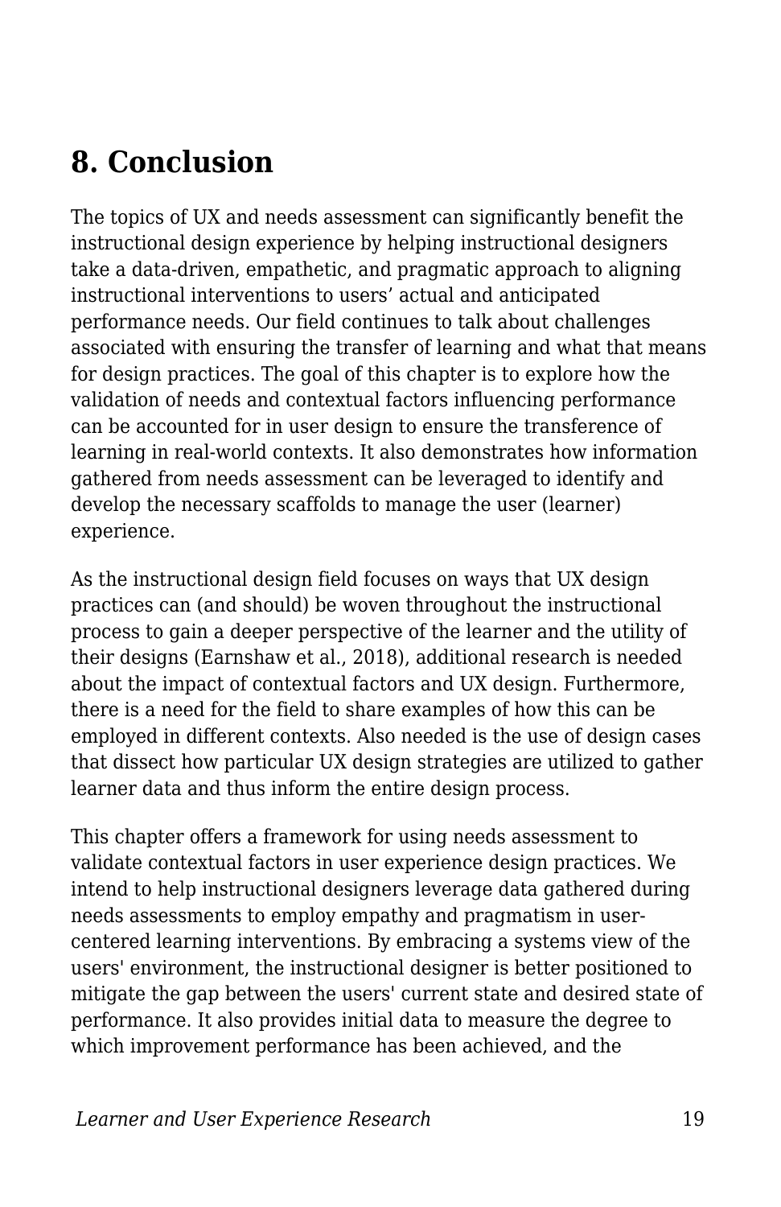## 8. Conclusion

The topics of UX and needs assessment can significantly benefit the instructional design experience by helping instructional designers take a data-driven, empathetic, and pragmatic approach to aligning instructional interventions to users' actual and anticipated performance needs. Our field continues to talk about challenges associated with ensuring the transfer of learning and what that means for design practices. The goal of this chapter is to explore how the validation of needs and contextual factors influencing performance can be accounted for in user design to ensure the transference of learning in real-world contexts. It also demonstrates how information gathered from needs assessment can be leveraged to identify and develop the necessary scaffolds to manage the user (learner) experience.

As the instructional design field focuses on ways that UX design practices can (and should) be woven throughout the instructional process to gain a deeper perspective of the learner and the utility of their designs (Earnshaw et al., 2018), additional research is needed about the impact of contextual factors and UX design. Furthermore, there is a need for the field to share examples of how this can be employed in different contexts. Also needed is the use of design cases that dissect how particular UX design strategies are utilized to gather learner data and thus inform the entire design process.

This chapter offers a framework for using needs assessment to validate contextual factors in user experience design practices. We intend to help instructional designers leverage data gathered during needs assessments to employ empathy and pragmatism in user-centered learning interventions. By embracing a systems view of the users' environment, the instructional designer is better positioned to mitigate the gap between the users' current state and desired state of performance. It also provides initial data to measure the degree to which improvement performance has been achieved, and the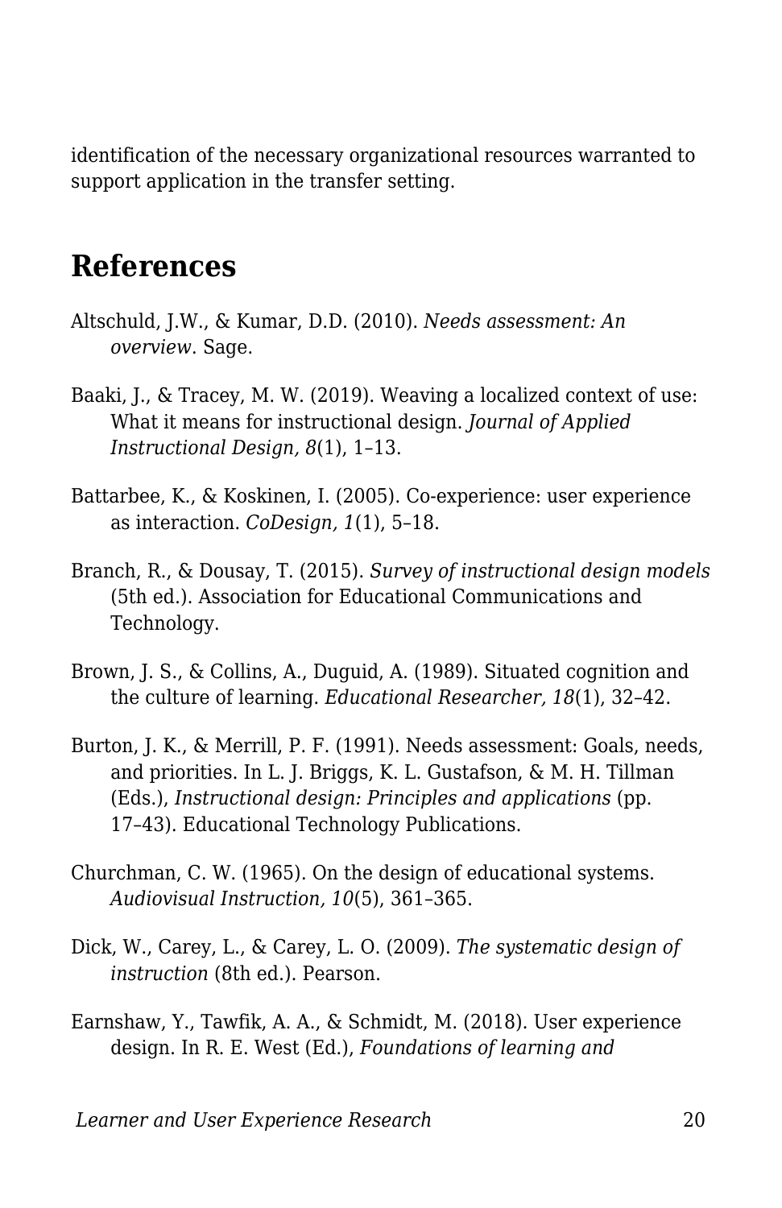identification of the necessary organizational resources warranted to support application in the transfer setting.

## References

Altschuld, J.W., & Kumar, D.D. (2010). *Needs assessment: An overview*. Sage.

Baaki, J., & Tracey, M. W. (2019). Weaving a localized context of use: What it means for instructional design. *Journal of Applied Instructional Design, 8*(1), 1–13.

Battarbee, K., & Koskinen, I. (2005). Co-experience: user experience as interaction. *CoDesign, 1*(1), 5–18.

Branch, R., & Dousay, T. (2015). *Survey of instructional design models* (5th ed.). Association for Educational Communications and Technology.

Brown, J. S., & Collins, A., Duguid, A. (1989). Situated cognition and the culture of learning. *Educational Researcher, 18*(1), 32–42.

Burton, J. K., & Merrill, P. F. (1991). Needs assessment: Goals, needs, and priorities. In L. J. Briggs, K. L. Gustafson, & M. H. Tillman (Eds.), *Instructional design: Principles and applications* (pp. 17–43). Educational Technology Publications.

Churchman, C. W. (1965). On the design of educational systems. *Audiovisual Instruction, 10*(5), 361–365.

Dick, W., Carey, L., & Carey, L. O. (2009). *The systematic design of instruction* (8th ed.). Pearson.

Earnshaw, Y., Tawfik, A. A., & Schmidt, M. (2018). User experience design. In R. E. West (Ed.), *Foundations of learning and*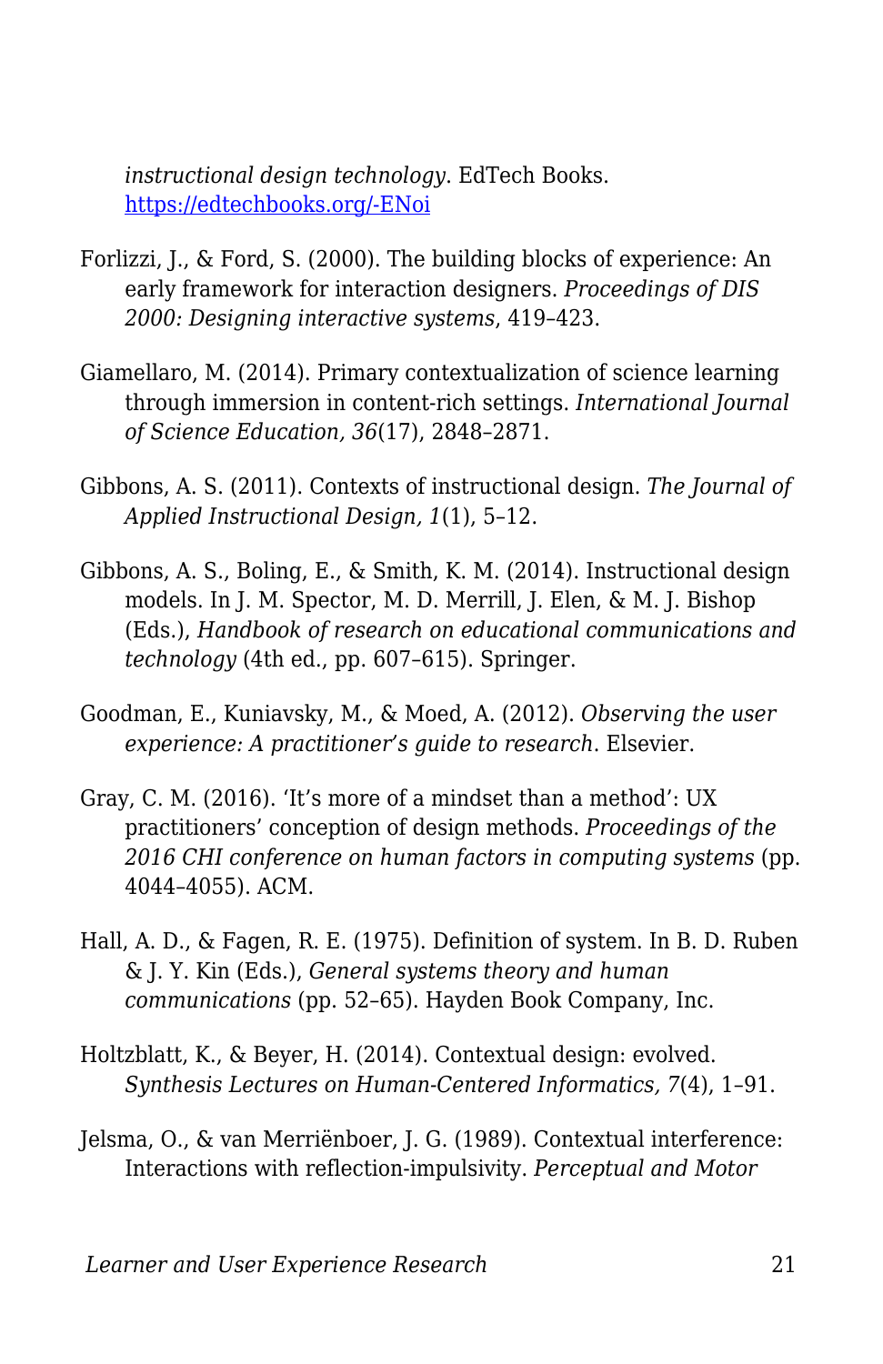*instructional design technology*. EdTech Books. https://edtechbooks.org/-ENoi

Forlizzi, J., & Ford, S. (2000). The building blocks of experience: An early framework for interaction designers. *Proceedings of DIS 2000: Designing interactive systems*, 419–423.

Giamellaro, M. (2014). Primary contextualization of science learning through immersion in content-rich settings. *International Journal of Science Education, 36*(17), 2848–2871.

Gibbons, A. S. (2011). Contexts of instructional design. *The Journal of Applied Instructional Design, 1*(1), 5–12.

Gibbons, A. S., Boling, E., & Smith, K. M. (2014). Instructional design models. In J. M. Spector, M. D. Merrill, J. Elen, & M. J. Bishop (Eds.), *Handbook of research on educational communications and technology* (4th ed., pp. 607–615). Springer.

Goodman, E., Kuniavsky, M., & Moed, A. (2012). *Observing the user experience: A practitioner's guide to research*. Elsevier.

Gray, C. M. (2016). 'It's more of a mindset than a method': UX practitioners' conception of design methods. *Proceedings of the 2016 CHI conference on human factors in computing systems* (pp. 4044–4055). ACM.

Hall, A. D., & Fagen, R. E. (1975). Definition of system. In B. D. Ruben & J. Y. Kin (Eds.), *General systems theory and human communications* (pp. 52–65). Hayden Book Company, Inc.

Holtzblatt, K., & Beyer, H. (2014). Contextual design: evolved. *Synthesis Lectures on Human-Centered Informatics, 7*(4), 1–91.

Jelsma, O., & van Merriënboer, J. G. (1989). Contextual interference: Interactions with reflection-impulsivity. *Perceptual and Motor*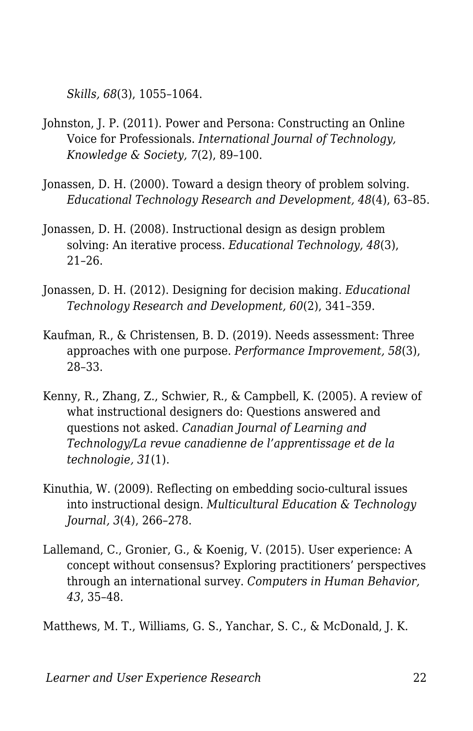*Skills, 68*(3), 1055–1064.

Johnston, J. P. (2011). Power and Persona: Constructing an Online Voice for Professionals. *International Journal of Technology, Knowledge & Society, 7*(2), 89–100.

Jonassen, D. H. (2000). Toward a design theory of problem solving. *Educational Technology Research and Development, 48*(4), 63–85.

Jonassen, D. H. (2008). Instructional design as design problem solving: An iterative process. *Educational Technology, 48*(3), 21–26.

Jonassen, D. H. (2012). Designing for decision making. *Educational Technology Research and Development, 60*(2), 341–359.

Kaufman, R., & Christensen, B. D. (2019). Needs assessment: Three approaches with one purpose. *Performance Improvement, 58*(3), 28–33.

Kenny, R., Zhang, Z., Schwier, R., & Campbell, K. (2005). A review of what instructional designers do: Questions answered and questions not asked. *Canadian Journal of Learning and Technology/La revue canadienne de l'apprentissage et de la technologie, 31*(1).

Kinuthia, W. (2009). Reflecting on embedding socio-cultural issues into instructional design. *Multicultural Education & Technology Journal, 3*(4), 266–278.

Lallemand, C., Gronier, G., & Koenig, V. (2015). User experience: A concept without consensus? Exploring practitioners' perspectives through an international survey. *Computers in Human Behavior, 43*, 35–48.

Matthews, M. T., Williams, G. S., Yanchar, S. C., & McDonald, J. K.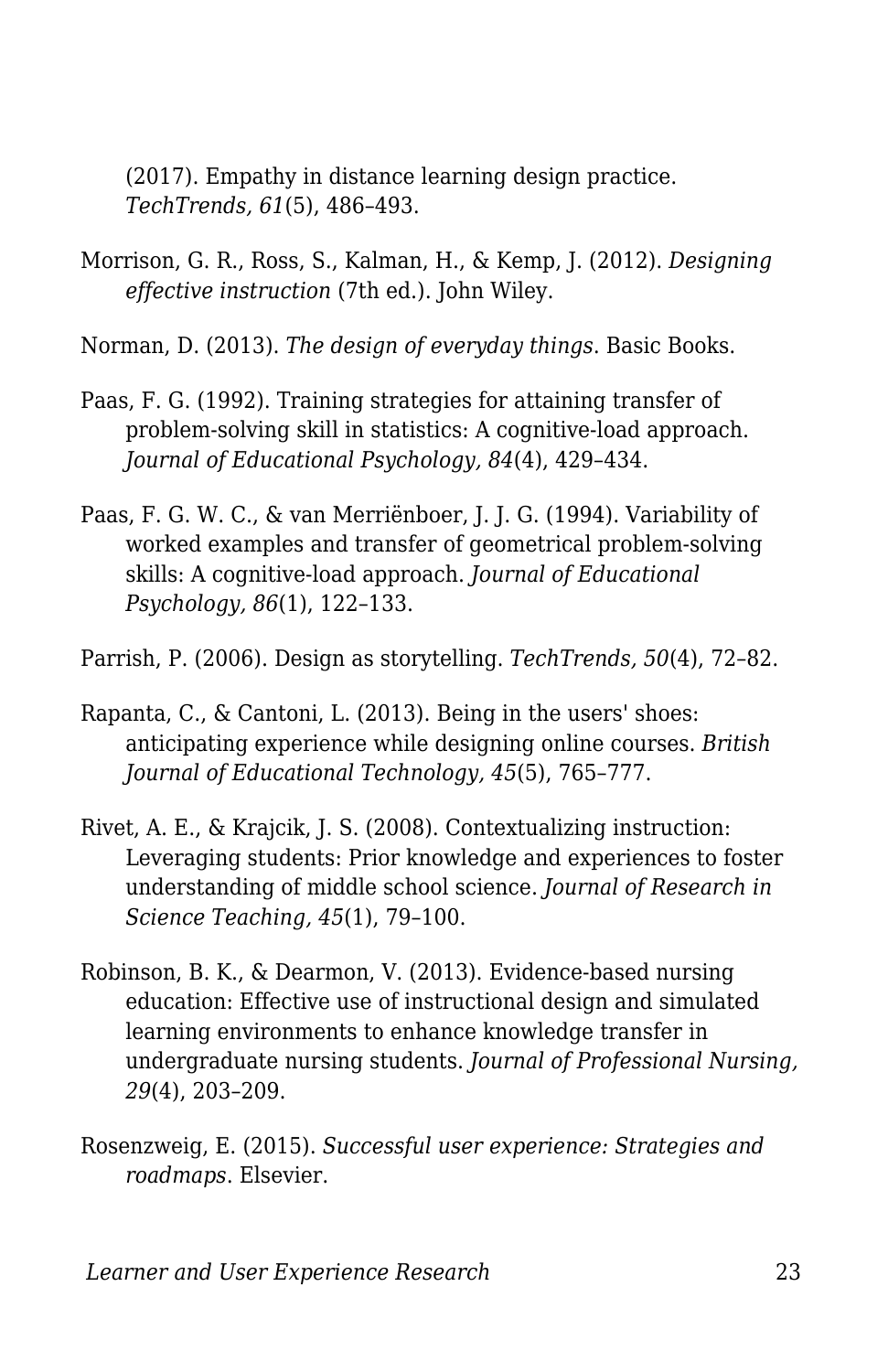(2017). Empathy in distance learning design practice. *TechTrends, 61*(5), 486–493.

Morrison, G. R., Ross, S., Kalman, H., & Kemp, J. (2012). *Designing effective instruction* (7th ed.). John Wiley.

Norman, D. (2013). *The design of everyday things*. Basic Books.

Paas, F. G. (1992). Training strategies for attaining transfer of problem-solving skill in statistics: A cognitive-load approach. *Journal of Educational Psychology, 84*(4), 429–434.

Paas, F. G. W. C., & van Merriënboer, J. J. G. (1994). Variability of worked examples and transfer of geometrical problem-solving skills: A cognitive-load approach. *Journal of Educational Psychology, 86*(1), 122–133.

Parrish, P. (2006). Design as storytelling. *TechTrends, 50*(4), 72–82.

Rapanta, C., & Cantoni, L. (2013). Being in the users' shoes: anticipating experience while designing online courses. *British Journal of Educational Technology, 45*(5), 765–777.

Rivet, A. E., & Krajcik, J. S. (2008). Contextualizing instruction: Leveraging students: Prior knowledge and experiences to foster understanding of middle school science. *Journal of Research in Science Teaching, 45*(1), 79–100.

Robinson, B. K., & Dearmon, V. (2013). Evidence-based nursing education: Effective use of instructional design and simulated learning environments to enhance knowledge transfer in undergraduate nursing students. *Journal of Professional Nursing, 29*(4), 203–209.

Rosenzweig, E. (2015). *Successful user experience: Strategies and roadmaps*. Elsevier.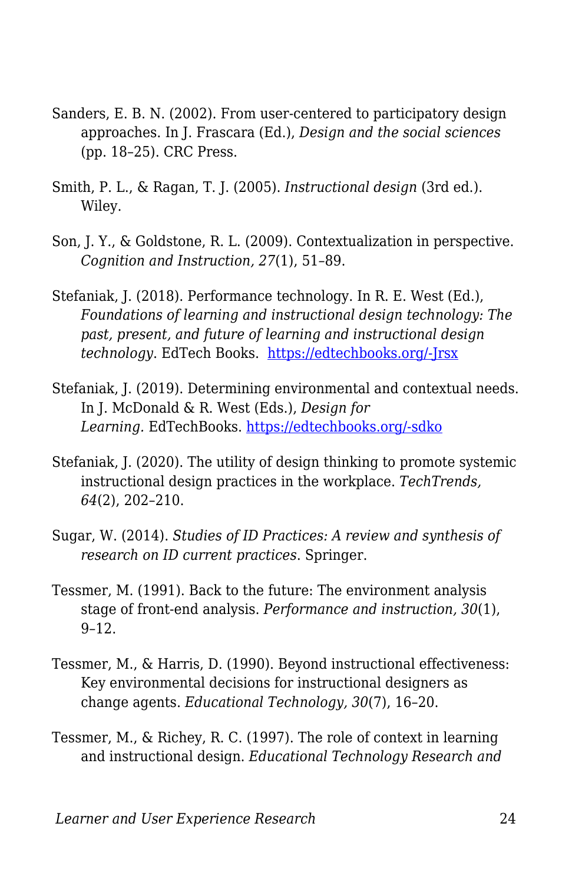Sanders, E. B. N. (2002). From user-centered to participatory design approaches. In J. Frascara (Ed.), *Design and the social sciences* (pp. 18–25). CRC Press.

Smith, P. L., & Ragan, T. J. (2005). *Instructional design* (3rd ed.). Wiley.

Son, J. Y., & Goldstone, R. L. (2009). Contextualization in perspective. *Cognition and Instruction, 27*(1), 51–89.

Stefaniak, J. (2018). Performance technology. In R. E. West (Ed.), *Foundations of learning and instructional design technology: The past, present, and future of learning and instructional design technology*. EdTech Books. [https://edtechbooks.org/-Jrsx](https://edtechbooks.org/-Jrsx)

Stefaniak, J. (2019). Determining environmental and contextual needs. In J. McDonald & R. West (Eds.), *Design for Learning.* EdTechBooks. [https://edtechbooks.org/-sdko](https://edtechbooks.org/-sdko)

Stefaniak, J. (2020). The utility of design thinking to promote systemic instructional design practices in the workplace. *TechTrends, 64*(2), 202–210.

Sugar, W. (2014). *Studies of ID Practices: A review and synthesis of research on ID current practices*. Springer.

Tessmer, M. (1991). Back to the future: The environment analysis stage of front-end analysis. *Performance and instruction, 30*(1), 9–12.

Tessmer, M., & Harris, D. (1990). Beyond instructional effectiveness: Key environmental decisions for instructional designers as change agents. *Educational Technology, 30*(7), 16–20.

Tessmer, M., & Richey, R. C. (1997). The role of context in learning and instructional design. *Educational Technology Research and*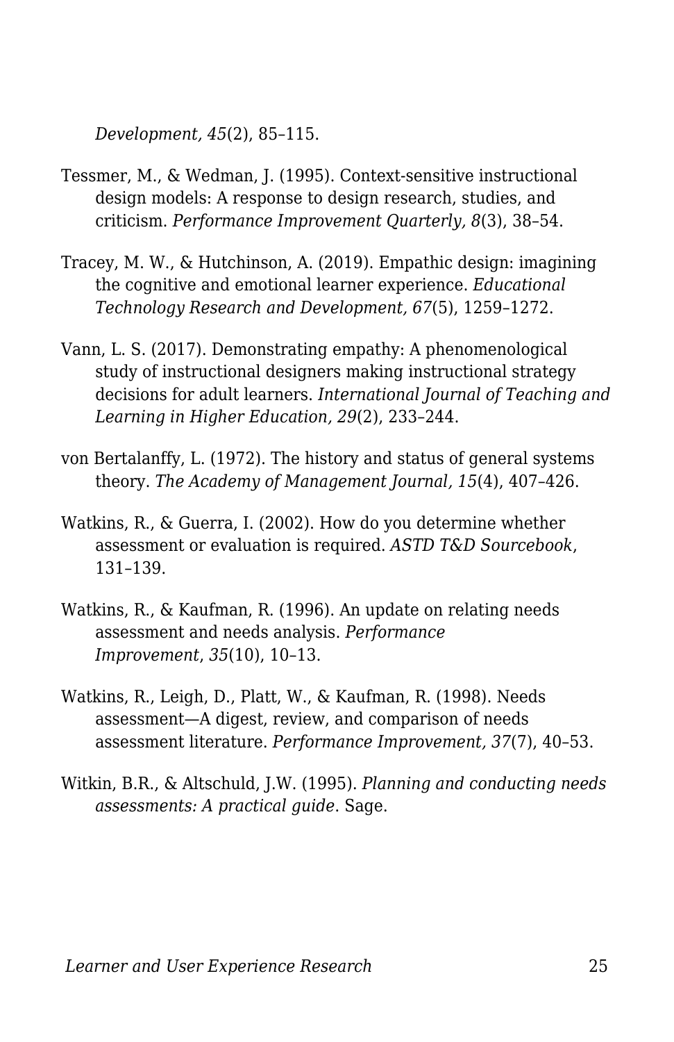*Development, 45*(2), 85–115.

Tessmer, M., & Wedman, J. (1995). Context-sensitive instructional design models: A response to design research, studies, and criticism. *Performance Improvement Quarterly, 8*(3), 38–54.

Tracey, M. W., & Hutchinson, A. (2019). Empathic design: imagining the cognitive and emotional learner experience. *Educational Technology Research and Development, 67*(5), 1259–1272.

Vann, L. S. (2017). Demonstrating empathy: A phenomenological study of instructional designers making instructional strategy decisions for adult learners. *International Journal of Teaching and Learning in Higher Education, 29*(2), 233–244.

von Bertalanffy, L. (1972). The history and status of general systems theory. *The Academy of Management Journal, 15*(4), 407–426.

Watkins, R., & Guerra, I. (2002). How do you determine whether assessment or evaluation is required. *ASTD T&D Sourcebook*, 131–139.

Watkins, R., & Kaufman, R. (1996). An update on relating needs assessment and needs analysis. *Performance Improvement*, *35*(10), 10–13.

Watkins, R., Leigh, D., Platt, W., & Kaufman, R. (1998). Needs assessment—A digest, review, and comparison of needs assessment literature. *Performance Improvement, 37*(7), 40–53.

Witkin, B.R., & Altschuld, J.W. (1995). *Planning and conducting needs assessments: A practical guide*. Sage.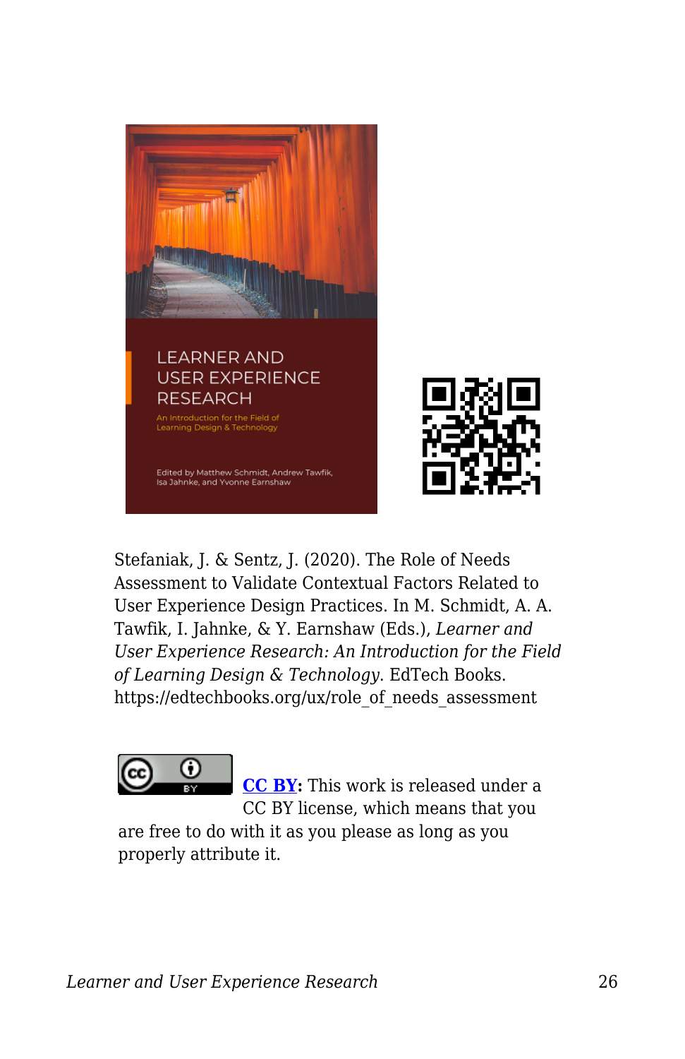Stefaniak, J. & Sentz, J. (2020). The Role of Needs Assessment to Validate Contextual Factors Related to User Experience Design Practices. In M. Schmidt, A. A. Tawfik, I. Jahnke, & Y. Earnshaw (Eds.), *Learner and User Experience Research: An Introduction for the Field of Learning Design & Technology*. EdTech Books. https://edtechbooks.org/ux/role_of_needs_assessment

**CC BY:** This work is released under a CC BY license, which means that you are free to do with it as you please as long as you properly attribute it.